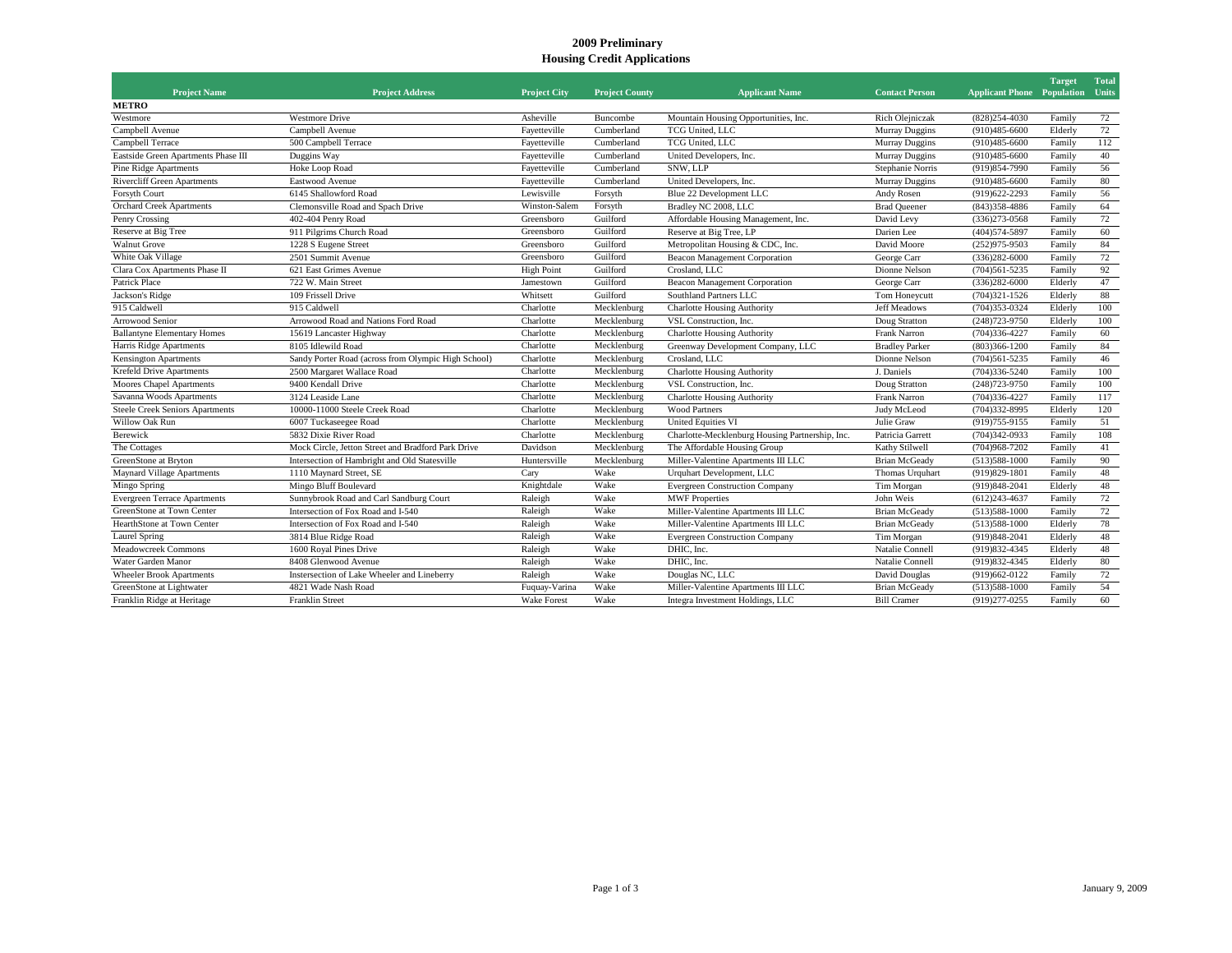# 2009 Preliminary
# Housing Credit Applications

| Project Name | Project Address | Project City | Project County | Applicant Name | Contact Person | Applicant Phone | Target Population | Total Units |
|---|---|---|---|---|---|---|---|---|
| **METRO** | | | | | | | | |
| Westmore | Westmore Drive | Asheville | Buncombe | Mountain Housing Opportunities, Inc. | Rich Olejniczak | (828)254-4030 | Family | 72 |
| Campbell Avenue | Campbell Avenue | Fayetteville | Cumberland | TCG United, LLC | Murray Duggins | (910)485-6600 | Elderly | 72 |
| Campbell Terrace | 500 Campbell Terrace | Fayetteville | Cumberland | TCG United, LLC | Murray Duggins | (910)485-6600 | Family | 112 |
| Eastside Green Apartments Phase III | Duggins Way | Fayetteville | Cumberland | United Developers, Inc. | Murray Duggins | (910)485-6600 | Family | 40 |
| Pine Ridge Apartments | Hoke Loop Road | Fayetteville | Cumberland | SNW, LLP | Stephanie Norris | (919)854-7990 | Family | 56 |
| Rivercliff Green Apartments | Eastwood Avenue | Fayetteville | Cumberland | United Developers, Inc. | Murray Duggins | (910)485-6600 | Family | 80 |
| Forsyth Court | 6145 Shallowford Road | Lewisville | Forsyth | Blue 22 Development LLC | Andy Rosen | (919)622-2293 | Family | 56 |
| Orchard Creek Apartments | Clemonsville Road and Spach Drive | Winston-Salem | Forsyth | Bradley NC 2008, LLC | Brad Queener | (843)358-4886 | Family | 64 |
| Penry Crossing | 402-404 Penry Road | Greensboro | Guilford | Affordable Housing Management, Inc. | David Levy | (336)273-0568 | Family | 72 |
| Reserve at Big Tree | 911 Pilgrims Church Road | Greensboro | Guilford | Reserve at Big Tree, LP | Darien Lee | (404)574-5897 | Family | 60 |
| Walnut Grove | 1228 S Eugene Street | Greensboro | Guilford | Metropolitan Housing & CDC, Inc. | David Moore | (252)975-9503 | Family | 84 |
| White Oak Village | 2501 Summit Avenue | Greensboro | Guilford | Beacon Management Corporation | George Carr | (336)282-6000 | Family | 72 |
| Clara Cox Apartments Phase II | 621 East Grimes Avenue | High Point | Guilford | Crosland, LLC | Dionne Nelson | (704)561-5235 | Family | 92 |
| Patrick Place | 722 W. Main Street | Jamestown | Guilford | Beacon Management Corporation | George Carr | (336)282-6000 | Elderly | 47 |
| Jackson's Ridge | 109 Frissell Drive | Whitsett | Guilford | Southland Partners LLC | Tom Honeycutt | (704)321-1526 | Elderly | 88 |
| 915 Caldwell | 915 Caldwell | Charlotte | Mecklenburg | Charlotte Housing Authority | Jeff Meadows | (704)353-0324 | Elderly | 100 |
| Arrowood Senior | Arrowood Road and Nations Ford Road | Charlotte | Mecklenburg | VSL Construction, Inc. | Doug Stratton | (248)723-9750 | Elderly | 100 |
| Ballantyne Elementary Homes | 15619 Lancaster Highway | Charlotte | Mecklenburg | Charlotte Housing Authority | Frank Narron | (704)336-4227 | Family | 60 |
| Harris Ridge Apartments | 8105 Idlewild Road | Charlotte | Mecklenburg | Greenway Development Company, LLC | Bradley Parker | (803)366-1200 | Family | 84 |
| Kensington Apartments | Sandy Porter Road (across from Olympic High School) | Charlotte | Mecklenburg | Crosland, LLC | Dionne Nelson | (704)561-5235 | Family | 46 |
| Krefeld Drive Apartments | 2500 Margaret Wallace Road | Charlotte | Mecklenburg | Charlotte Housing Authority | J. Daniels | (704)336-5240 | Family | 100 |
| Moores Chapel Apartments | 9400 Kendall Drive | Charlotte | Mecklenburg | VSL Construction, Inc. | Doug Stratton | (248)723-9750 | Family | 100 |
| Savanna Woods Apartments | 3124 Leaside Lane | Charlotte | Mecklenburg | Charlotte Housing Authority | Frank Narron | (704)336-4227 | Family | 117 |
| Steele Creek Seniors Apartments | 10000-11000 Steele Creek Road | Charlotte | Mecklenburg | Wood Partners | Judy McLeod | (704)332-8995 | Elderly | 120 |
| Willow Oak Run | 6007 Tuckaseegee Road | Charlotte | Mecklenburg | United Equities VI | Julie Graw | (919)755-9155 | Family | 51 |
| Berewick | 5832 Dixie River Road | Charlotte | Mecklenburg | Charlotte-Mecklenburg Housing Partnership, Inc. | Patricia Garrett | (704)342-0933 | Family | 108 |
| The Cottages | Mock Circle, Jetton Street and Bradford Park Drive | Davidson | Mecklenburg | The Affordable Housing Group | Kathy Stilwell | (704)968-7202 | Family | 41 |
| GreenStone at Bryton | Intersection of Hambright and Old Statesville | Huntersville | Mecklenburg | Miller-Valentine Apartments III LLC | Brian McGeady | (513)588-1000 | Family | 90 |
| Maynard Village Apartments | 1110 Maynard Street, SE | Cary | Wake | Urquhart Development, LLC | Thomas Urquhart | (919)829-1801 | Family | 48 |
| Mingo Spring | Mingo Bluff Boulevard | Knightdale | Wake | Evergreen Construction Company | Tim Morgan | (919)848-2041 | Elderly | 48 |
| Evergreen Terrace Apartments | Sunnybrook Road and Carl Sandburg Court | Raleigh | Wake | MWF Properties | John Weis | (612)243-4637 | Family | 72 |
| GreenStone at Town Center | Intersection of Fox Road and I-540 | Raleigh | Wake | Miller-Valentine Apartments III LLC | Brian McGeady | (513)588-1000 | Family | 72 |
| HearthStone at Town Center | Intersection of Fox Road and I-540 | Raleigh | Wake | Miller-Valentine Apartments III LLC | Brian McGeady | (513)588-1000 | Elderly | 78 |
| Laurel Spring | 3814 Blue Ridge Road | Raleigh | Wake | Evergreen Construction Company | Tim Morgan | (919)848-2041 | Elderly | 48 |
| Meadowcreek Commons | 1600 Royal Pines Drive | Raleigh | Wake | DHIC, Inc. | Natalie Connell | (919)832-4345 | Elderly | 48 |
| Water Garden Manor | 8408 Glenwood Avenue | Raleigh | Wake | DHIC, Inc. | Natalie Connell | (919)832-4345 | Elderly | 80 |
| Wheeler Brook Apartments | Instersection of Lake Wheeler and Lineberry | Raleigh | Wake | Douglas NC, LLC | David Douglas | (919)662-0122 | Family | 72 |
| GreenStone at Lightwater | 4821 Wade Nash Road | Fuquay-Varina | Wake | Miller-Valentine Apartments III LLC | Brian McGeady | (513)588-1000 | Family | 54 |
| Franklin Ridge at Heritage | Franklin Street | Wake Forest | Wake | Integra Investment Holdings, LLC | Bill Cramer | (919)277-0255 | Family | 60 |

January 9, 2009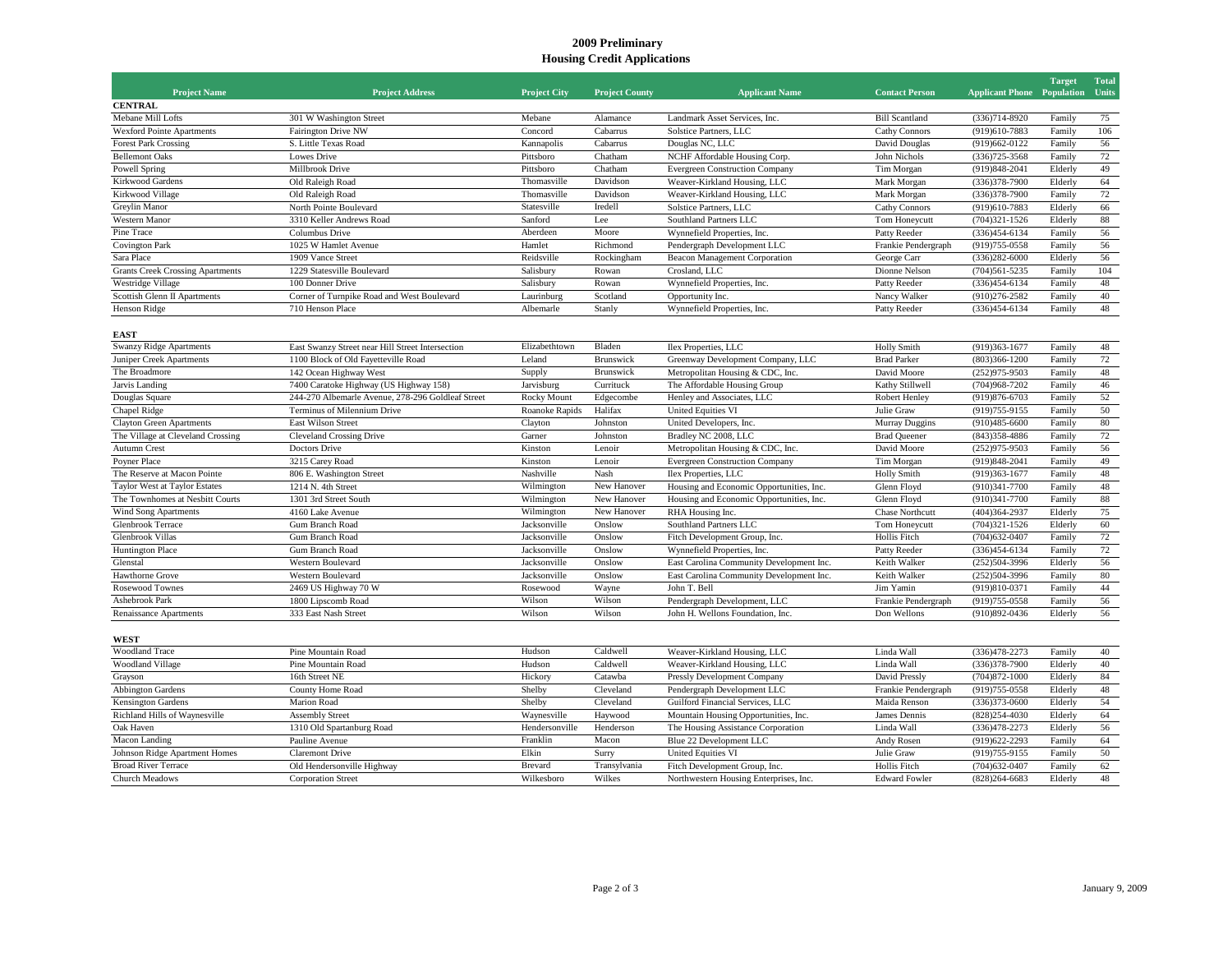# 2009 Preliminary
## Housing Credit Applications

| Project Name | Project Address | Project City | Project County | Applicant Name | Contact Person | Applicant Phone | Target Population | Total Units |
|---|---|---|---|---|---|---|---|---|
| **CENTRAL** | | | | | | | | |
| Mebane Mill Lofts | 301 W Washington Street | Mebane | Alamance | Landmark Asset Services, Inc. | Bill Scantland | (336)714-8920 | Family | 75 |
| Wexford Pointe Apartments | Fairington Drive NW | Concord | Cabarrus | Solstice Partners, LLC | Cathy Connors | (919)610-7883 | Family | 106 |
| Forest Park Crossing | S. Little Texas Road | Kannapolis | Cabarrus | Douglas NC, LLC | David Douglas | (919)662-0122 | Family | 56 |
| Bellemont Oaks | Lowes Drive | Pittsboro | Chatham | NCHF Affordable Housing Corp. | John Nichols | (336)725-3568 | Family | 72 |
| Powell Spring | Millbrook Drive | Pittsboro | Chatham | Evergreen Construction Company | Tim Morgan | (919)848-2041 | Elderly | 49 |
| Kirkwood Gardens | Old Raleigh Road | Thomasville | Davidson | Weaver-Kirkland Housing, LLC | Mark Morgan | (336)378-7900 | Elderly | 64 |
| Kirkwood Village | Old Raleigh Road | Thomasville | Davidson | Weaver-Kirkland Housing, LLC | Mark Morgan | (336)378-7900 | Family | 72 |
| Greylin Manor | North Pointe Boulevard | Statesville | Iredell | Solstice Partners, LLC | Cathy Connors | (919)610-7883 | Elderly | 66 |
| Western Manor | 3310 Keller Andrews Road | Sanford | Lee | Southland Partners LLC | Tom Honeycutt | (704)321-1526 | Elderly | 88 |
| Pine Trace | Columbus Drive | Aberdeen | Moore | Wynnefield Properties, Inc. | Patty Reeder | (336)454-6134 | Family | 56 |
| Covington Park | 1025 W Hamlet Avenue | Hamlet | Richmond | Pendergraph Development LLC | Frankie Pendergraph | (919)755-0558 | Family | 56 |
| Sara Place | 1909 Vance Street | Reidsville | Rockingham | Beacon Management Corporation | George Carr | (336)282-6000 | Elderly | 56 |
| Grants Creek Crossing Apartments | 1229 Statesville Boulevard | Salisbury | Rowan | Crosland, LLC | Dionne Nelson | (704)561-5235 | Family | 104 |
| Westridge Village | 100 Donner Drive | Salisbury | Rowan | Wynnefield Properties, Inc. | Patty Reeder | (336)454-6134 | Family | 48 |
| Scottish Glenn II Apartments | Corner of Turnpike Road and West Boulevard | Laurinburg | Scotland | Opportunity Inc. | Nancy Walker | (910)276-2582 | Family | 40 |
| Henson Ridge | 710 Henson Place | Albemarle | Stanly | Wynnefield Properties, Inc. | Patty Reeder | (336)454-6134 | Family | 48 |
| **EAST** | | | | | | | | |
| Swanzy Ridge Apartments | East Swanzy Street near Hill Street Intersection | Elizabethtown | Bladen | Ilex Properties, LLC | Holly Smith | (919)363-1677 | Family | 48 |
| Juniper Creek Apartments | 1100 Block of Old Fayetteville Road | Leland | Brunswick | Greenway Development Company, LLC | Brad Parker | (803)366-1200 | Family | 72 |
| The Broadmore | 142 Ocean Highway West | Supply | Brunswick | Metropolitan Housing & CDC, Inc. | David Moore | (252)975-9503 | Family | 48 |
| Jarvis Landing | 7400 Caratoke Highway (US Highway 158) | Jarvisburg | Currituck | The Affordable Housing Group | Kathy Stillwell | (704)968-7202 | Family | 46 |
| Douglas Square | 244-270 Albemarle Avenue, 278-296 Goldleaf Street | Rocky Mount | Edgecombe | Henley and Associates, LLC | Robert Henley | (919)876-6703 | Family | 52 |
| Chapel Ridge | Terminus of Milennium Drive | Roanoke Rapids | Halifax | United Equities VI | Julie Graw | (919)755-9155 | Family | 50 |
| Clayton Green Apartments | East Wilson Street | Clayton | Johnston | United Developers, Inc. | Murray Duggins | (910)485-6600 | Family | 80 |
| The Village at Cleveland Crossing | Cleveland Crossing Drive | Garner | Johnston | Bradley NC 2008, LLC | Brad Queener | (843)358-4886 | Family | 72 |
| Autumn Crest | Doctors Drive | Kinston | Lenoir | Metropolitan Housing & CDC, Inc. | David Moore | (252)975-9503 | Family | 56 |
| Poyner Place | 3215 Carey Road | Kinston | Lenoir | Evergreen Construction Company | Tim Morgan | (919)848-2041 | Family | 49 |
| The Reserve at Macon Pointe | 806 E. Washington Street | Nashville | Nash | Ilex Properties, LLC | Holly Smith | (919)363-1677 | Family | 48 |
| Taylor West at Taylor Estates | 1214 N. 4th Street | Wilmington | New Hanover | Housing and Economic Opportunities, Inc. | Glenn Floyd | (910)341-7700 | Family | 48 |
| The Townhomes at Nesbitt Courts | 1301 3rd Street South | Wilmington | New Hanover | Housing and Economic Opportunities, Inc. | Glenn Floyd | (910)341-7700 | Family | 88 |
| Wind Song Apartments | 4160 Lake Avenue | Wilmington | New Hanover | RHA Housing Inc. | Chase Northcutt | (404)364-2937 | Elderly | 75 |
| Glenbrook Terrace | Gum Branch Road | Jacksonville | Onslow | Southland Partners LLC | Tom Honeycutt | (704)321-1526 | Elderly | 60 |
| Glenbrook Villas | Gum Branch Road | Jacksonville | Onslow | Fitch Development Group, Inc. | Hollis Fitch | (704)632-0407 | Family | 72 |
| Huntington Place | Gum Branch Road | Jacksonville | Onslow | Wynnefield Properties, Inc. | Patty Reeder | (336)454-6134 | Family | 72 |
| Glenstal | Western Boulevard | Jacksonville | Onslow | East Carolina Community Development Inc. | Keith Walker | (252)504-3996 | Elderly | 56 |
| Hawthorne Grove | Western Boulevard | Jacksonville | Onslow | East Carolina Community Development Inc. | Keith Walker | (252)504-3996 | Family | 80 |
| Rosewood Townes | 2469 US Highway 70 W | Rosewood | Wayne | John T. Bell | Jim Yamin | (919)810-0371 | Family | 44 |
| Ashebrook Park | 1800 Lipscomb Road | Wilson | Wilson | Pendergraph Development, LLC | Frankie Pendergraph | (919)755-0558 | Family | 56 |
| Renaissance Apartments | 333 East Nash Street | Wilson | Wilson | John H. Wellons Foundation, Inc. | Don Wellons | (910)892-0436 | Elderly | 56 |
| **WEST** | | | | | | | | |
| Woodland Trace | Pine Mountain Road | Hudson | Caldwell | Weaver-Kirkland Housing, LLC | Linda Wall | (336)478-2273 | Family | 40 |
| Woodland Village | Pine Mountain Road | Hudson | Caldwell | Weaver-Kirkland Housing, LLC | Linda Wall | (336)378-7900 | Elderly | 40 |
| Grayson | 16th Street NE | Hickory | Catawba | Pressly Development Company | David Pressly | (704)872-1000 | Elderly | 84 |
| Abbington Gardens | County Home Road | Shelby | Cleveland | Pendergraph Development LLC | Frankie Pendergraph | (919)755-0558 | Elderly | 48 |
| Kensington Gardens | Marion Road | Shelby | Cleveland | Guilford Financial Services, LLC | Maida Renson | (336)373-0600 | Elderly | 54 |
| Richland Hills of Waynesville | Assembly Street | Waynesville | Haywood | Mountain Housing Opportunities, Inc. | James Dennis | (828)254-4030 | Elderly | 64 |
| Oak Haven | 1310 Old Spartanburg Road | Hendersonville | Henderson | The Housing Assistance Corporation | Linda Wall | (336)478-2273 | Elderly | 56 |
| Macon Landing | Pauline Avenue | Franklin | Macon | Blue 22 Development LLC | Andy Rosen | (919)622-2293 | Family | 64 |
| Johnson Ridge Apartment Homes | Claremont Drive | Elkin | Surry | United Equities VI | Julie Graw | (919)755-9155 | Family | 50 |
| Broad River Terrace | Old Hendersonville Highway | Brevard | Transylvania | Fitch Development Group, Inc. | Hollis Fitch | (704)632-0407 | Family | 62 |
| Church Meadows | Corporation Street | Wilkesboro | Wilkes | Northwestern Housing Enterprises, Inc. | Edward Fowler | (828)264-6683 | Elderly | 48 |

January 9, 2009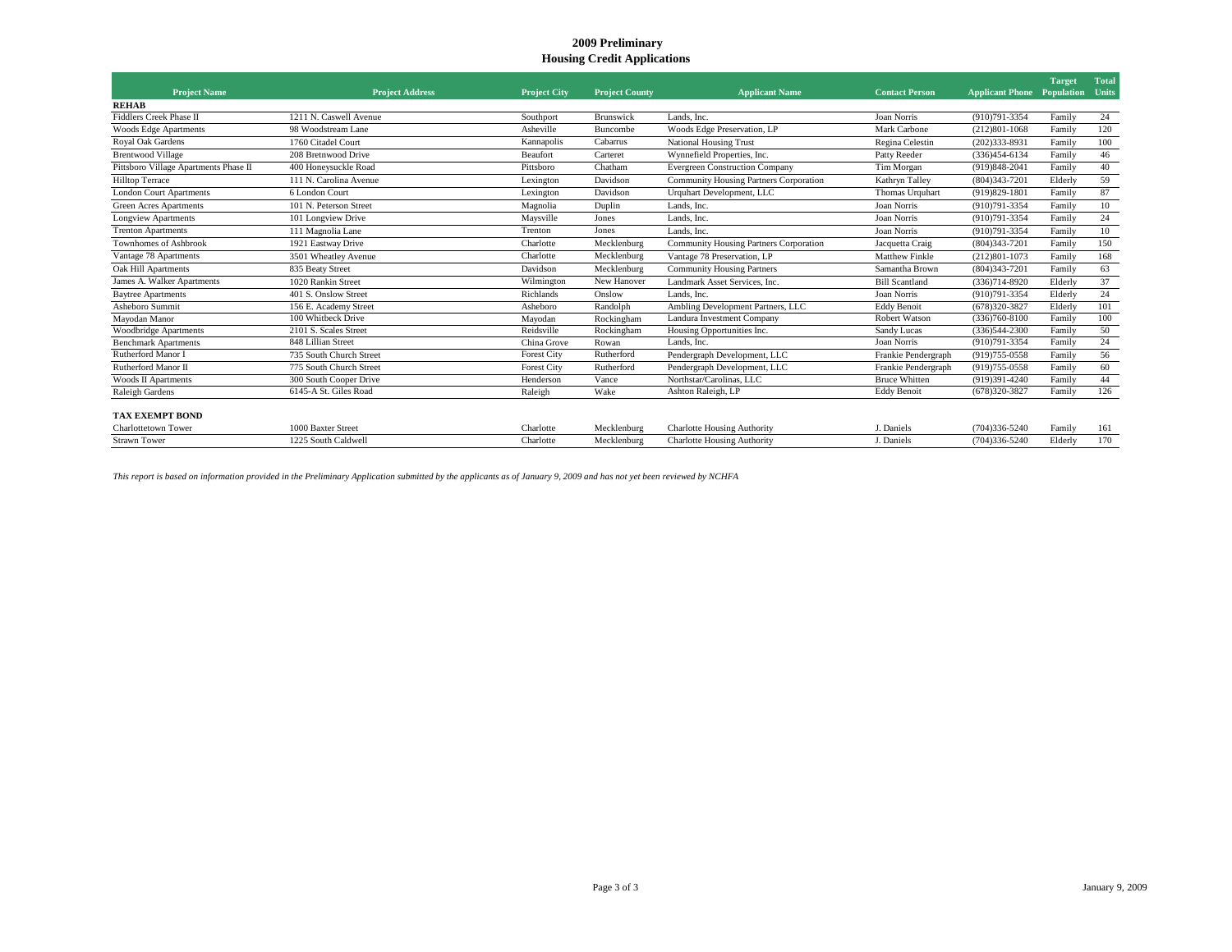# 2009 Preliminary
# Housing Credit Applications

| Project Name | Project Address | Project City | Project County | Applicant Name | Contact Person | Applicant Phone | Target Population | Total Units |
|---|---|---|---|---|---|---|---|---|
| **REHAB** | | | | | | | | |
| Fiddlers Creek Phase II | 1211 N. Caswell Avenue | Southport | Brunswick | Lands, Inc. | Joan Norris | (910)791-3354 | Family | 24 |
| Woods Edge Apartments | 98 Woodstream Lane | Asheville | Buncombe | Woods Edge Preservation, LP | Mark Carbone | (212)801-1068 | Family | 120 |
| Royal Oak Gardens | 1760 Citadel Court | Kannapolis | Cabarrus | National Housing Trust | Regina Celestin | (202)333-8931 | Family | 100 |
| Brentwood Village | 208 Bretnwood Drive | Beaufort | Carteret | Wynnefield Properties, Inc. | Patty Reeder | (336)454-6134 | Family | 46 |
| Pittsboro Village Apartments Phase II | 400 Honeysuckle Road | Pittsboro | Chatham | Evergreen Construction Company | Tim Morgan | (919)848-2041 | Family | 40 |
| Hilltop Terrace | 111 N. Carolina Avenue | Lexington | Davidson | Community Housing Partners Corporation | Kathryn Talley | (804)343-7201 | Elderly | 59 |
| London Court Apartments | 6 London Court | Lexington | Davidson | Urquhart Development, LLC | Thomas Urquhart | (919)829-1801 | Family | 87 |
| Green Acres Apartments | 101 N. Peterson Street | Magnolia | Duplin | Lands, Inc. | Joan Norris | (910)791-3354 | Family | 10 |
| Longview Apartments | 101 Longview Drive | Maysville | Jones | Lands, Inc. | Joan Norris | (910)791-3354 | Family | 24 |
| Trenton Apartments | 111 Magnolia Lane | Trenton | Jones | Lands, Inc. | Joan Norris | (910)791-3354 | Family | 10 |
| Townhomes of Ashbrook | 1921 Eastway Drive | Charlotte | Mecklenburg | Community Housing Partners Corporation | Jacquetta Craig | (804)343-7201 | Family | 150 |
| Vantage 78 Apartments | 3501 Wheatley Avenue | Charlotte | Mecklenburg | Vantage 78 Preservation, LP | Matthew Finkle | (212)801-1073 | Family | 168 |
| Oak Hill Apartments | 835 Beaty Street | Davidson | Mecklenburg | Community Housing Partners | Samantha Brown | (804)343-7201 | Family | 63 |
| James A. Walker Apartments | 1020 Rankin Street | Wilmington | New Hanover | Landmark Asset Services, Inc. | Bill Scantland | (336)714-8920 | Elderly | 37 |
| Baytree Apartments | 401 S. Onslow Street | Richlands | Onslow | Lands, Inc. | Joan Norris | (910)791-3354 | Elderly | 24 |
| Asheboro Summit | 156 E. Academy Street | Asheboro | Randolph | Ambling Development Partners, LLC | Eddy Benoit | (678)320-3827 | Elderly | 101 |
| Mayodan Manor | 100 Whitbeck Drive | Mayodan | Rockingham | Landura Investment Company | Robert Watson | (336)760-8100 | Family | 100 |
| Woodbridge Apartments | 2101 S. Scales Street | Reidsville | Rockingham | Housing Opportunities Inc. | Sandy Lucas | (336)544-2300 | Family | 50 |
| Benchmark Apartments | 848 Lillian Street | China Grove | Rowan | Lands, Inc. | Joan Norris | (910)791-3354 | Family | 24 |
| Rutherford Manor I | 735 South Church Street | Forest City | Rutherford | Pendergraph Development, LLC | Frankie Pendergraph | (919)755-0558 | Family | 56 |
| Rutherford Manor II | 775 South Church Street | Forest City | Rutherford | Pendergraph Development, LLC | Frankie Pendergraph | (919)755-0558 | Family | 60 |
| Woods II Apartments | 300 South Cooper Drive | Henderson | Vance | Northstar/Carolinas, LLC | Bruce Whitten | (919)391-4240 | Family | 44 |
| Raleigh Gardens | 6145-A St. Giles Road | Raleigh | Wake | Ashton Raleigh, LP | Eddy Benoit | (678)320-3827 | Family | 126 |
| **TAX EXEMPT BOND** | | | | | | | | |
| Charlottetown Tower | 1000 Baxter Street | Charlotte | Mecklenburg | Charlotte Housing Authority | J. Daniels | (704)336-5240 | Family | 161 |
| Strawn Tower | 1225 South Caldwell | Charlotte | Mecklenburg | Charlotte Housing Authority | J. Daniels | (704)336-5240 | Elderly | 170 |

*This report is based on information provided in the Preliminary Application submitted by the applicants as of January 9, 2009 and has not yet been reviewed by NCHFA*